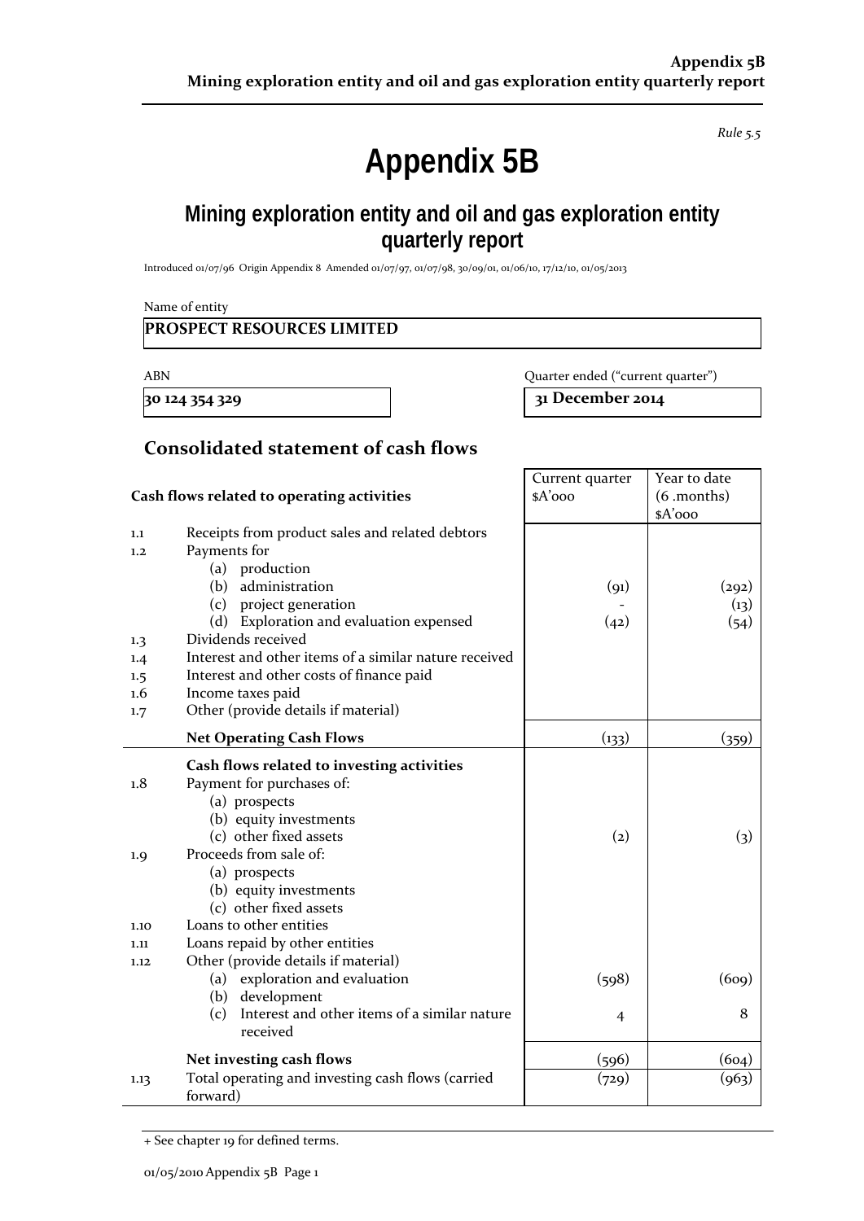*Rule 5.5*

# Appendix 5B

## Mining exploration entity and oil and gas exploration entity quarterly report

Introduced 01/07/96 Origin Appendix 8 Amended 01/07/97, 01/07/98, 30/09/01, 01/06/10, 17/12/10, 01/05/2013

Name of entity

**PROSPECT RESOURCES LIMITED**

| ABN | Quarter ended ("current quarter") |
| --- | --- |
| **30 124 354 329** | **31 December 2014** |

## Consolidated statement of cash flows

| | Cash flows related to operating activities | Current quarter $A'000 | Year to date (6 .months) $A'000 |
| --- | --- | --- | --- |
| 1.1 | Receipts from product sales and related debtors | | |
| 1.2 | Payments for | | |
| | (a) production | | |
| | (b) administration | (91) | (292) |
| | (c) project generation | - | (13) |
| | (d) Exploration and evaluation expensed | (42) | (54) |
| 1.3 | Dividends received | | |
| 1.4 | Interest and other items of a similar nature received | | |
| 1.5 | Interest and other costs of finance paid | | |
| 1.6 | Income taxes paid | | |
| 1.7 | Other (provide details if material) | | |
| | **Net Operating Cash Flows** | (133) | (359) |
| | **Cash flows related to investing activities** | | |
| 1.8 | Payment for purchases of: | | |
| | (a) prospects | | |
| | (b) equity investments | | |
| | (c) other fixed assets | (2) | (3) |
| 1.9 | Proceeds from sale of: | | |
| | (a) prospects | | |
| | (b) equity investments | | |
| | (c) other fixed assets | | |
| 1.10 | Loans to other entities | | |
| 1.11 | Loans repaid by other entities | | |
| 1.12 | Other (provide details if material) | | |
| | (a) exploration and evaluation | (598) | (609) |
| | (b) development | | |
| | (c) Interest and other items of a similar nature received | 4 | 8 |
| | **Net investing cash flows** | (596) | (604) |
| 1.13 | Total operating and investing cash flows (carried forward) | (729) | (963) |

+ See chapter 19 for defined terms.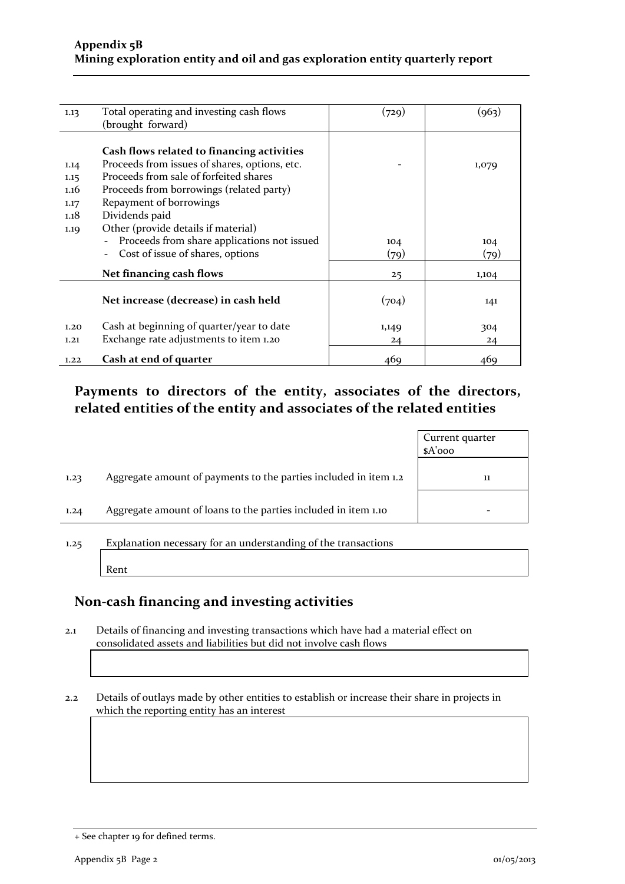| | | | |
|---|---|---|---|
| 1.13 | Total operating and investing cash flows (brought forward) | (729) | (963) |
| | **Cash flows related to financing activities** | | |
| 1.14 | Proceeds from issues of shares, options, etc. | - | 1,079 |
| 1.15 | Proceeds from sale of forfeited shares | | |
| 1.16 | Proceeds from borrowings (related party) | | |
| 1.17 | Repayment of borrowings | | |
| 1.18 | Dividends paid | | |
| 1.19 | Other (provide details if material) | | |
| | - Proceeds from share applications not issued | 104 | 104 |
| | - Cost of issue of shares, options | (79) | (79) |
| | **Net financing cash flows** | 25 | 1,104 |
| | **Net increase (decrease) in cash held** | (704) | 141 |
| 1.20 | Cash at beginning of quarter/year to date | 1,149 | 304 |
| 1.21 | Exchange rate adjustments to item 1.20 | 24 | 24 |
| 1.22 | **Cash at end of quarter** | 469 | 469 |

## Payments to directors of the entity, associates of the directors, related entities of the entity and associates of the related entities

| | | Current quarter $A'000 |
|---|---|---|
| 1.23 | Aggregate amount of payments to the parties included in item 1.2 | 11 |
| 1.24 | Aggregate amount of loans to the parties included in item 1.10 | - |

1.25 Explanation necessary for an understanding of the transactions

Rent

## Non-cash financing and investing activities

2.1 Details of financing and investing transactions which have had a material effect on consolidated assets and liabilities but did not involve cash flows

2.2 Details of outlays made by other entities to establish or increase their share in projects in which the reporting entity has an interest

+ See chapter 19 for defined terms.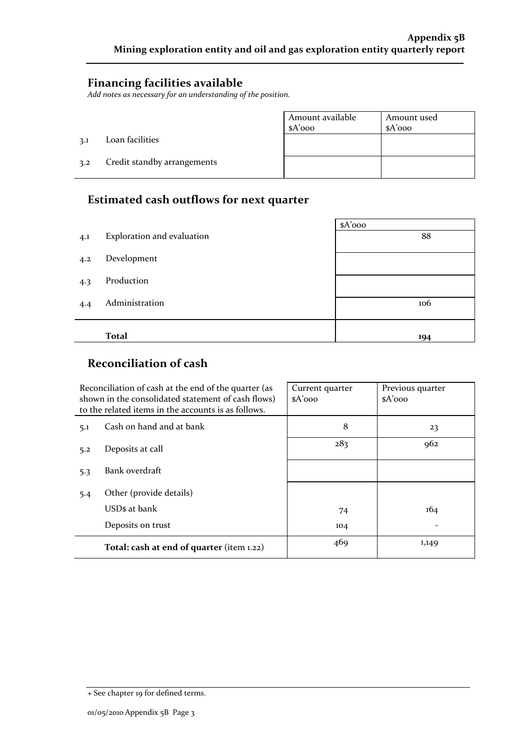## Financing facilities available

*Add notes as necessary for an understanding of the position.*

| | | Amount available $A'000 | Amount used $A'000 |
|---|---|---|---|
| 3.1 | Loan facilities | | |
| 3.2 | Credit standby arrangements | | |

## Estimated cash outflows for next quarter

| | | $A'000 |
|---|---|---|
| 4.1 | Exploration and evaluation | 88 |
| 4.2 | Development | |
| 4.3 | Production | |
| 4.4 | Administration | 106 |
| | **Total** | **194** |

## Reconciliation of cash

| Reconciliation of cash at the end of the quarter (as shown in the consolidated statement of cash flows) to the related items in the accounts is as follows. | | Current quarter $A'000 | Previous quarter $A'000 |
|---|---|---|---|
| 5.1 | Cash on hand and at bank | 8 | 23 |
| 5.2 | Deposits at call | 283 | 962 |
| 5.3 | Bank overdraft | | |
| 5.4 | Other (provide details) | | |
| | USD$ at bank | 74 | 164 |
| | Deposits on trust | 104 | - |
| | **Total: cash at end of quarter** (item 1.22) | 469 | 1,149 |

+ See chapter 19 for defined terms.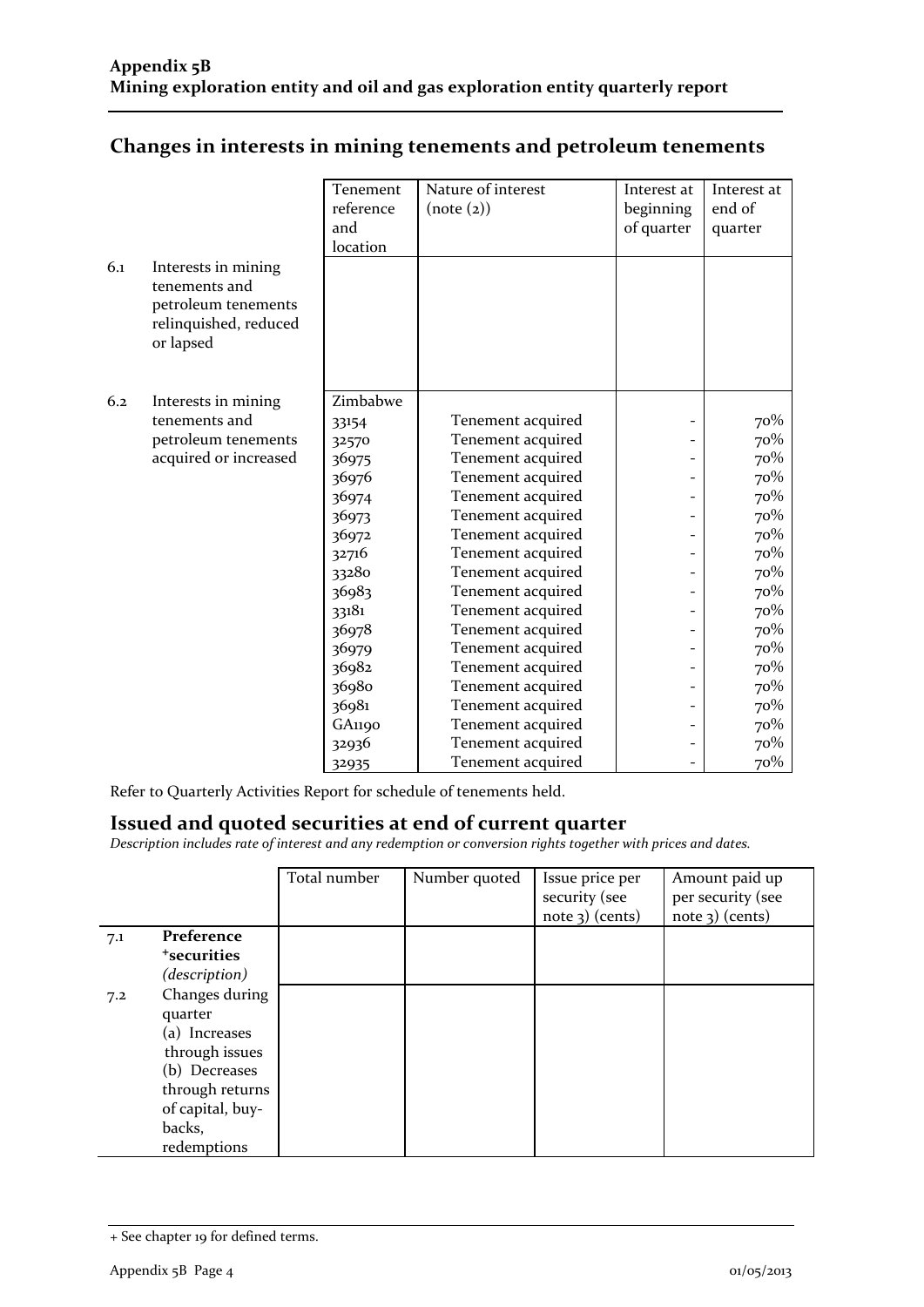## Changes in interests in mining tenements and petroleum tenements

| | | Tenement reference and location | Nature of interest (note (2)) | Interest at beginning of quarter | Interest at end of quarter |
|---|---|---|---|---|---|
| 6.1 | Interests in mining tenements and petroleum tenements relinquished, reduced or lapsed | | | | |
| 6.2 | Interests in mining tenements and petroleum tenements acquired or increased | Zimbabwe | | | |
| | | 33154 | Tenement acquired | - | 70% |
| | | 32570 | Tenement acquired | - | 70% |
| | | 36975 | Tenement acquired | - | 70% |
| | | 36976 | Tenement acquired | - | 70% |
| | | 36974 | Tenement acquired | - | 70% |
| | | 36973 | Tenement acquired | - | 70% |
| | | 36972 | Tenement acquired | - | 70% |
| | | 32716 | Tenement acquired | - | 70% |
| | | 33280 | Tenement acquired | - | 70% |
| | | 36983 | Tenement acquired | - | 70% |
| | | 33181 | Tenement acquired | - | 70% |
| | | 36978 | Tenement acquired | - | 70% |
| | | 36979 | Tenement acquired | - | 70% |
| | | 36982 | Tenement acquired | - | 70% |
| | | 36980 | Tenement acquired | - | 70% |
| | | 36981 | Tenement acquired | - | 70% |
| | | GA1190 | Tenement acquired | - | 70% |
| | | 32936 | Tenement acquired | - | 70% |
| | | 32935 | Tenement acquired | - | 70% |

Refer to Quarterly Activities Report for schedule of tenements held.

## Issued and quoted securities at end of current quarter

*Description includes rate of interest and any redemption or conversion rights together with prices and dates.*

| | | Total number | Number quoted | Issue price per security (see note 3) (cents) | Amount paid up per security (see note 3) (cents) |
|---|---|---|---|---|---|
| 7.1 | **Preference +securities** *(description)* | | | | |
| 7.2 | Changes during quarter (a) Increases through issues (b) Decreases through returns of capital, buy-backs, redemptions | | | | |

+ See chapter 19 for defined terms.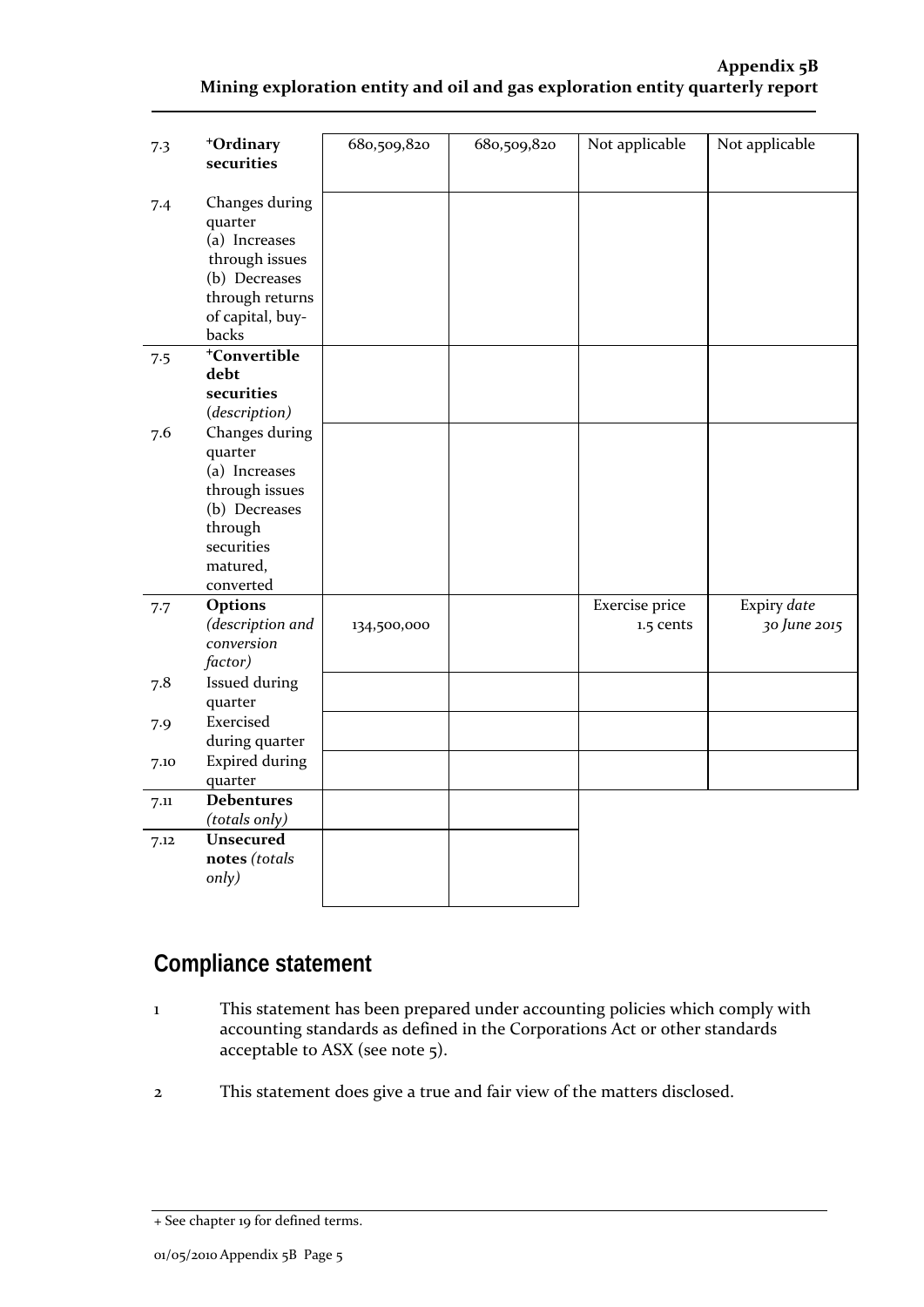| | | | | | |
|---|---|---|---|---|---|
| 7.3 | **+Ordinary securities** | 680,509,820 | 680,509,820 | Not applicable | Not applicable |
| 7.4 | Changes during quarter (a) Increases through issues (b) Decreases through returns of capital, buy-backs | | | | |
| 7.5 | **+Convertible debt securities** *(description)* | | | | |
| 7.6 | Changes during quarter (a) Increases through issues (b) Decreases through securities matured, converted | | | | |
| 7.7 | **Options** *(description and conversion factor)* | 134,500,000 | | Exercise price 1.5 cents | Expiry *date 30 June 2015* |
| 7.8 | Issued during quarter | | | | |
| 7.9 | Exercised during quarter | | | | |
| 7.10 | Expired during quarter | | | | |
| 7.11 | **Debentures** *(totals only)* | | | | |
| 7.12 | **Unsecured notes** *(totals only)* | | | | |

## Compliance statement

1 This statement has been prepared under accounting policies which comply with accounting standards as defined in the Corporations Act or other standards acceptable to ASX (see note 5).

2 This statement does give a true and fair view of the matters disclosed.

+ See chapter 19 for defined terms.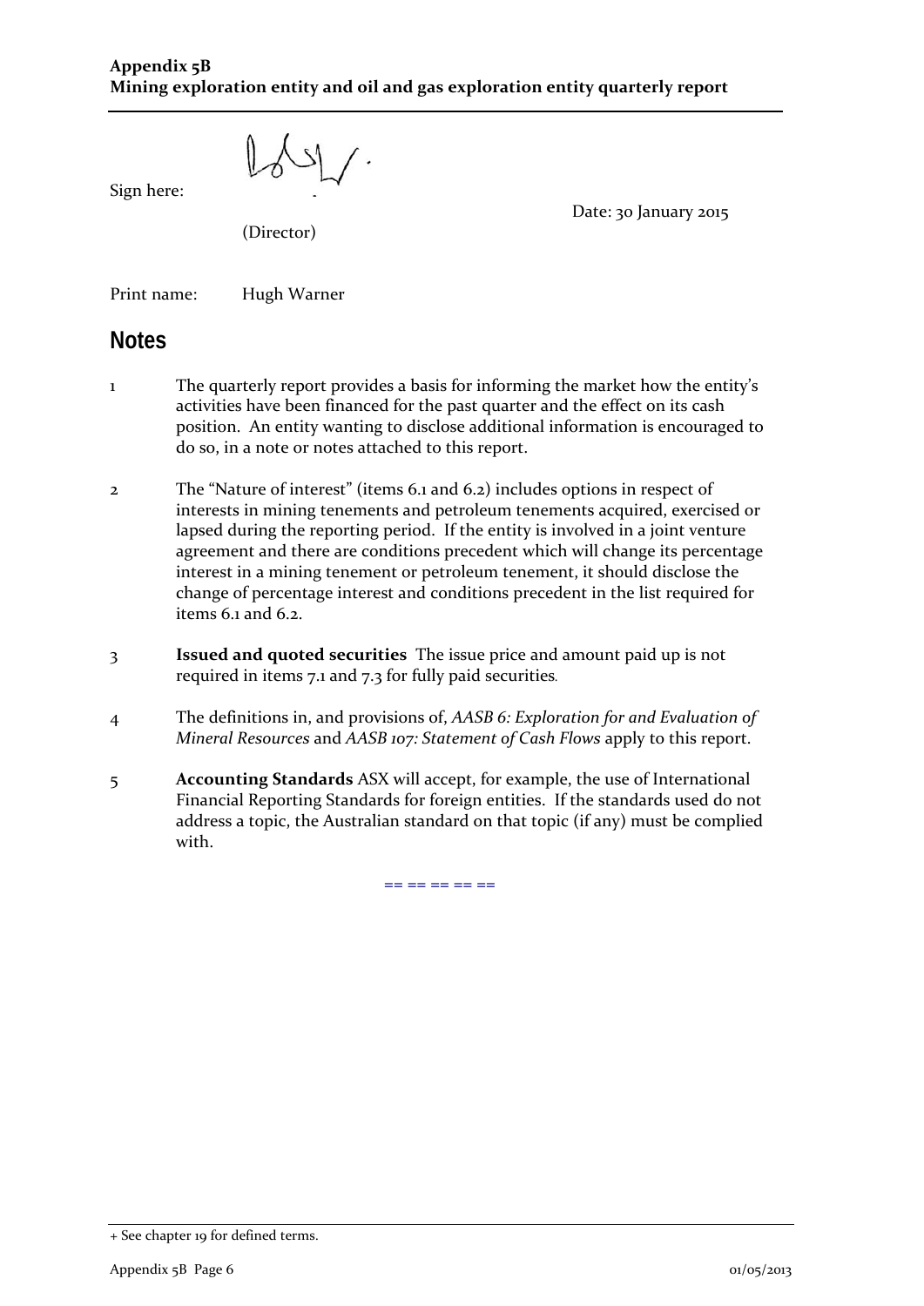Sign here: (Director)

Date: 30 January 2015

Print name: Hugh Warner

## Notes

1. The quarterly report provides a basis for informing the market how the entity's activities have been financed for the past quarter and the effect on its cash position. An entity wanting to disclose additional information is encouraged to do so, in a note or notes attached to this report.

2. The "Nature of interest" (items 6.1 and 6.2) includes options in respect of interests in mining tenements and petroleum tenements acquired, exercised or lapsed during the reporting period. If the entity is involved in a joint venture agreement and there are conditions precedent which will change its percentage interest in a mining tenement or petroleum tenement, it should disclose the change of percentage interest and conditions precedent in the list required for items 6.1 and 6.2.

3. **Issued and quoted securities** The issue price and amount paid up is not required in items 7.1 and 7.3 for fully paid securities.

4. The definitions in, and provisions of, *AASB 6: Exploration for and Evaluation of Mineral Resources* and *AASB 107: Statement of Cash Flows* apply to this report.

5. **Accounting Standards** ASX will accept, for example, the use of International Financial Reporting Standards for foreign entities. If the standards used do not address a topic, the Australian standard on that topic (if any) must be complied with.

== == == == ==